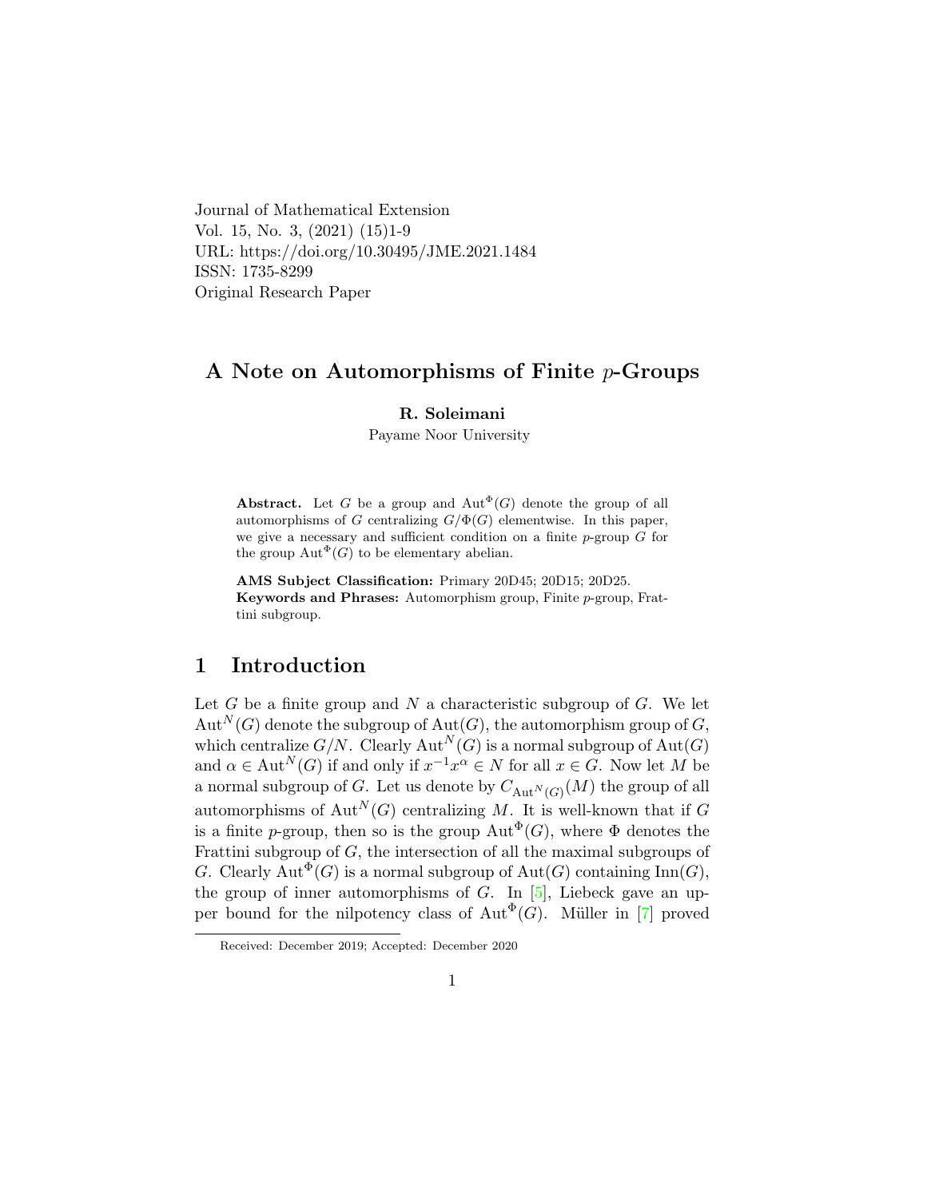Journal of Mathematical Extension
Vol. 15, No. 3, (2021) (15)1-9
URL: https://doi.org/10.30495/JME.2021.1484
ISSN: 1735-8299
Original Research Paper

# A Note on Automorphisms of Finite $p$-Groups

**R. Soleimani**

Payame Noor University

**Abstract.** Let $G$ be a group and $\mathrm{Aut}^{\Phi}(G)$ denote the group of all automorphisms of $G$ centralizing $G/\Phi(G)$ elementwise. In this paper, we give a necessary and sufficient condition on a finite $p$-group $G$ for the group $\mathrm{Aut}^{\Phi}(G)$ to be elementary abelian.

**AMS Subject Classification:** Primary 20D45; 20D15; 20D25.
**Keywords and Phrases:** Automorphism group, Finite $p$-group, Frattini subgroup.

## 1 Introduction

Let $G$ be a finite group and $N$ a characteristic subgroup of $G$. We let $\mathrm{Aut}^{N}(G)$ denote the subgroup of $\mathrm{Aut}(G)$, the automorphism group of $G$, which centralize $G/N$. Clearly $\mathrm{Aut}^{N}(G)$ is a normal subgroup of $\mathrm{Aut}(G)$ and $\alpha \in \mathrm{Aut}^{N}(G)$ if and only if $x^{-1}x^{\alpha} \in N$ for all $x \in G$. Now let $M$ be a normal subgroup of $G$. Let us denote by $C_{\mathrm{Aut}^{N}(G)}(M)$ the group of all automorphisms of $\mathrm{Aut}^{N}(G)$ centralizing $M$. It is well-known that if $G$ is a finite $p$-group, then so is the group $\mathrm{Aut}^{\Phi}(G)$, where $\Phi$ denotes the Frattini subgroup of $G$, the intersection of all the maximal subgroups of $G$. Clearly $\mathrm{Aut}^{\Phi}(G)$ is a normal subgroup of $\mathrm{Aut}(G)$ containing $\mathrm{Inn}(G)$, the group of inner automorphisms of $G$. In [5], Liebeck gave an upper bound for the nilpotency class of $\mathrm{Aut}^{\Phi}(G)$. Müller in [7] proved

Received: December 2019; Accepted: December 2020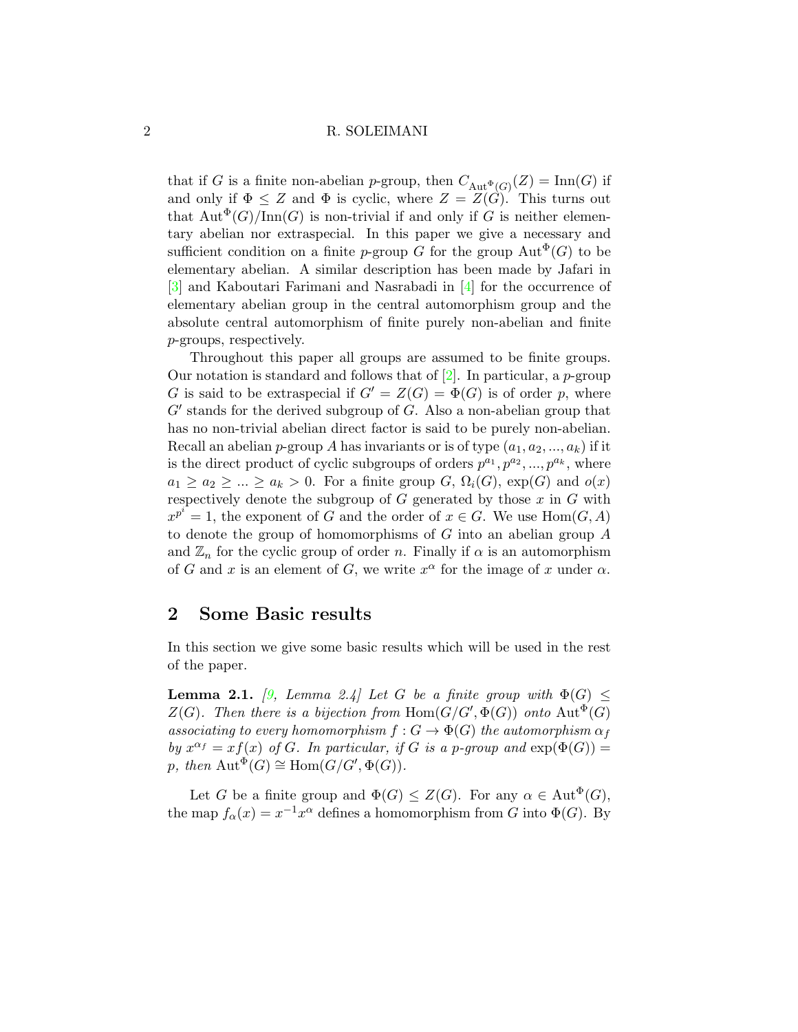that if $G$ is a finite non-abelian $p$-group, then $C_{\mathrm{Aut}^{\Phi}(G)}(Z) = \mathrm{Inn}(G)$ if and only if $\Phi \leq Z$ and $\Phi$ is cyclic, where $Z = Z(G)$. This turns out that $\mathrm{Aut}^{\Phi}(G)/\mathrm{Inn}(G)$ is non-trivial if and only if $G$ is neither elementary abelian nor extraspecial. In this paper we give a necessary and sufficient condition on a finite $p$-group $G$ for the group $\mathrm{Aut}^{\Phi}(G)$ to be elementary abelian. A similar description has been made by Jafari in [3] and Kaboutari Farimani and Nasrabadi in [4] for the occurrence of elementary abelian group in the central automorphism group and the absolute central automorphism of finite purely non-abelian and finite $p$-groups, respectively.

Throughout this paper all groups are assumed to be finite groups. Our notation is standard and follows that of [2]. In particular, a $p$-group $G$ is said to be extraspecial if $G' = Z(G) = \Phi(G)$ is of order $p$, where $G'$ stands for the derived subgroup of $G$. Also a non-abelian group that has no non-trivial abelian direct factor is said to be purely non-abelian. Recall an abelian $p$-group $A$ has invariants or is of type $(a_1, a_2, ..., a_k)$ if it is the direct product of cyclic subgroups of orders $p^{a_1}, p^{a_2}, ..., p^{a_k}$, where $a_1 \geq a_2 \geq ... \geq a_k > 0$. For a finite group $G$, $\Omega_i(G)$, $\exp(G)$ and $o(x)$ respectively denote the subgroup of $G$ generated by those $x$ in $G$ with $x^{p^i} = 1$, the exponent of $G$ and the order of $x \in G$. We use $\mathrm{Hom}(G, A)$ to denote the group of homomorphisms of $G$ into an abelian group $A$ and $\mathbb{Z}_n$ for the cyclic group of order $n$. Finally if $\alpha$ is an automorphism of $G$ and $x$ is an element of $G$, we write $x^{\alpha}$ for the image of $x$ under $\alpha$.

## 2 Some Basic results

In this section we give some basic results which will be used in the rest of the paper.

**Lemma 2.1.** *[9, Lemma 2.4] Let $G$ be a finite group with $\Phi(G) \leq Z(G)$. Then there is a bijection from $\mathrm{Hom}(G/G', \Phi(G))$ onto $\mathrm{Aut}^{\Phi}(G)$ associating to every homomorphism $f : G \to \Phi(G)$ the automorphism $\alpha_f$ by $x^{\alpha_f} = xf(x)$ of $G$. In particular, if $G$ is a $p$-group and $\exp(\Phi(G)) = p$, then $\mathrm{Aut}^{\Phi}(G) \cong \mathrm{Hom}(G/G', \Phi(G))$.*

Let $G$ be a finite group and $\Phi(G) \leq Z(G)$. For any $\alpha \in \mathrm{Aut}^{\Phi}(G)$, the map $f_{\alpha}(x) = x^{-1}x^{\alpha}$ defines a homomorphism from $G$ into $\Phi(G)$. By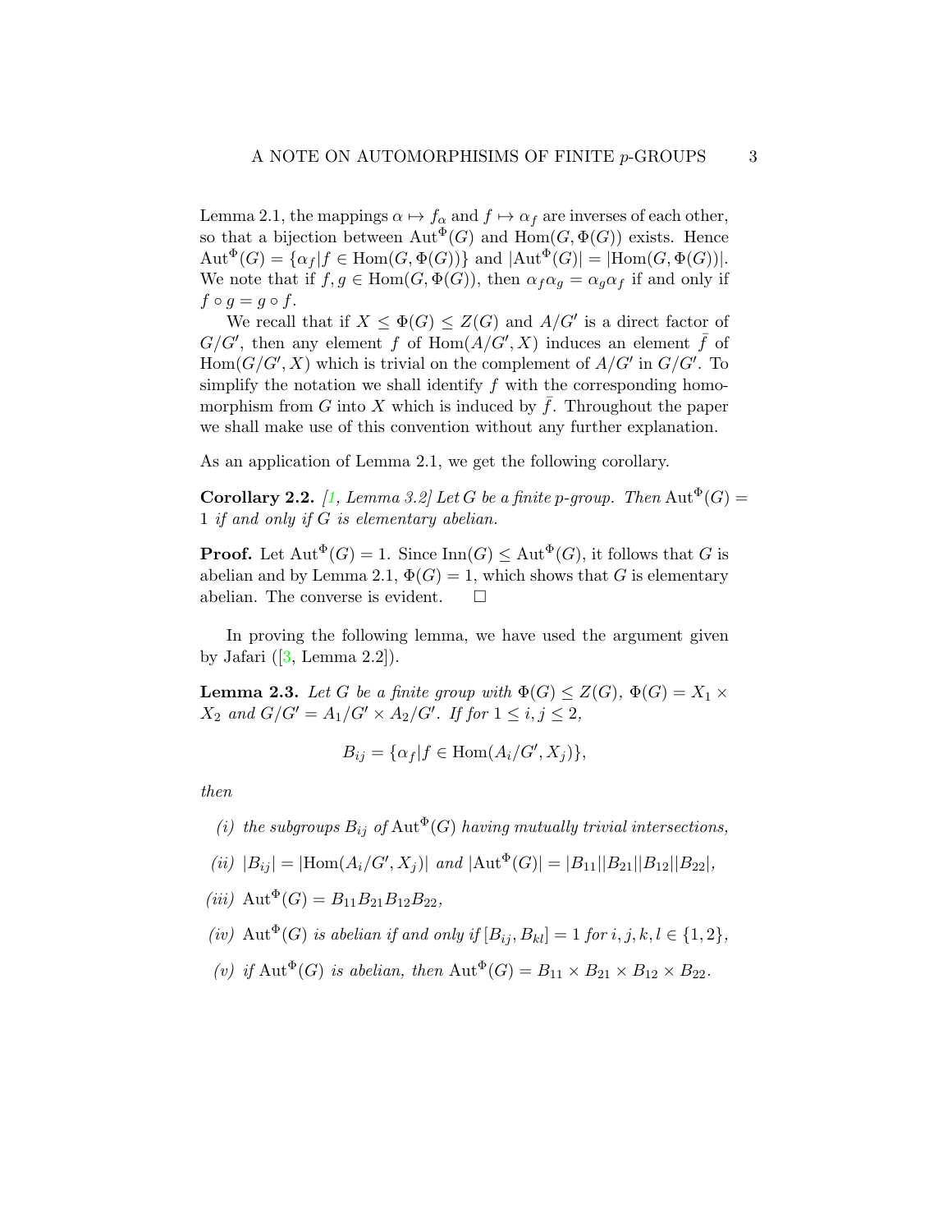Lemma 2.1, the mappings $\alpha \mapsto f_\alpha$ and $f \mapsto \alpha_f$ are inverses of each other, so that a bijection between $\mathrm{Aut}^\Phi(G)$ and $\mathrm{Hom}(G, \Phi(G))$ exists. Hence $\mathrm{Aut}^\Phi(G) = \{\alpha_f | f \in \mathrm{Hom}(G, \Phi(G))\}$ and $|\mathrm{Aut}^\Phi(G)| = |\mathrm{Hom}(G, \Phi(G))|$. We note that if $f, g \in \mathrm{Hom}(G, \Phi(G))$, then $\alpha_f \alpha_g = \alpha_g \alpha_f$ if and only if $f \circ g = g \circ f$.

We recall that if $X \leq \Phi(G) \leq Z(G)$ and $A/G'$ is a direct factor of $G/G'$, then any element $f$ of $\mathrm{Hom}(A/G', X)$ induces an element $\bar{f}$ of $\mathrm{Hom}(G/G', X)$ which is trivial on the complement of $A/G'$ in $G/G'$. To simplify the notation we shall identify $f$ with the corresponding homomorphism from $G$ into $X$ which is induced by $\bar{f}$. Throughout the paper we shall make use of this convention without any further explanation.

As an application of Lemma 2.1, we get the following corollary.

**Corollary 2.2.** *[1, Lemma 3.2] Let $G$ be a finite $p$-group. Then $\mathrm{Aut}^\Phi(G) = 1$ if and only if $G$ is elementary abelian.*

**Proof.** Let $\mathrm{Aut}^\Phi(G) = 1$. Since $\mathrm{Inn}(G) \leq \mathrm{Aut}^\Phi(G)$, it follows that $G$ is abelian and by Lemma 2.1, $\Phi(G) = 1$, which shows that $G$ is elementary abelian. The converse is evident. □

In proving the following lemma, we have used the argument given by Jafari ([3, Lemma 2.2]).

**Lemma 2.3.** *Let $G$ be a finite group with $\Phi(G) \leq Z(G)$, $\Phi(G) = X_1 \times X_2$ and $G/G' = A_1/G' \times A_2/G'$. If for $1 \leq i, j \leq 2$,*

$$B_{ij} = \{\alpha_f | f \in \mathrm{Hom}(A_i/G', X_j)\},$$

*then*

- *(i) the subgroups $B_{ij}$ of $\mathrm{Aut}^\Phi(G)$ having mutually trivial intersections,*
- *(ii) $|B_{ij}| = |\mathrm{Hom}(A_i/G', X_j)|$ and $|\mathrm{Aut}^\Phi(G)| = |B_{11}||B_{21}||B_{12}||B_{22}|$,*
- *(iii) $\mathrm{Aut}^\Phi(G) = B_{11}B_{21}B_{12}B_{22}$,*
- *(iv) $\mathrm{Aut}^\Phi(G)$ is abelian if and only if $[B_{ij}, B_{kl}] = 1$ for $i, j, k, l \in \{1, 2\}$,*
- *(v) if $\mathrm{Aut}^\Phi(G)$ is abelian, then $\mathrm{Aut}^\Phi(G) = B_{11} \times B_{21} \times B_{12} \times B_{22}$.*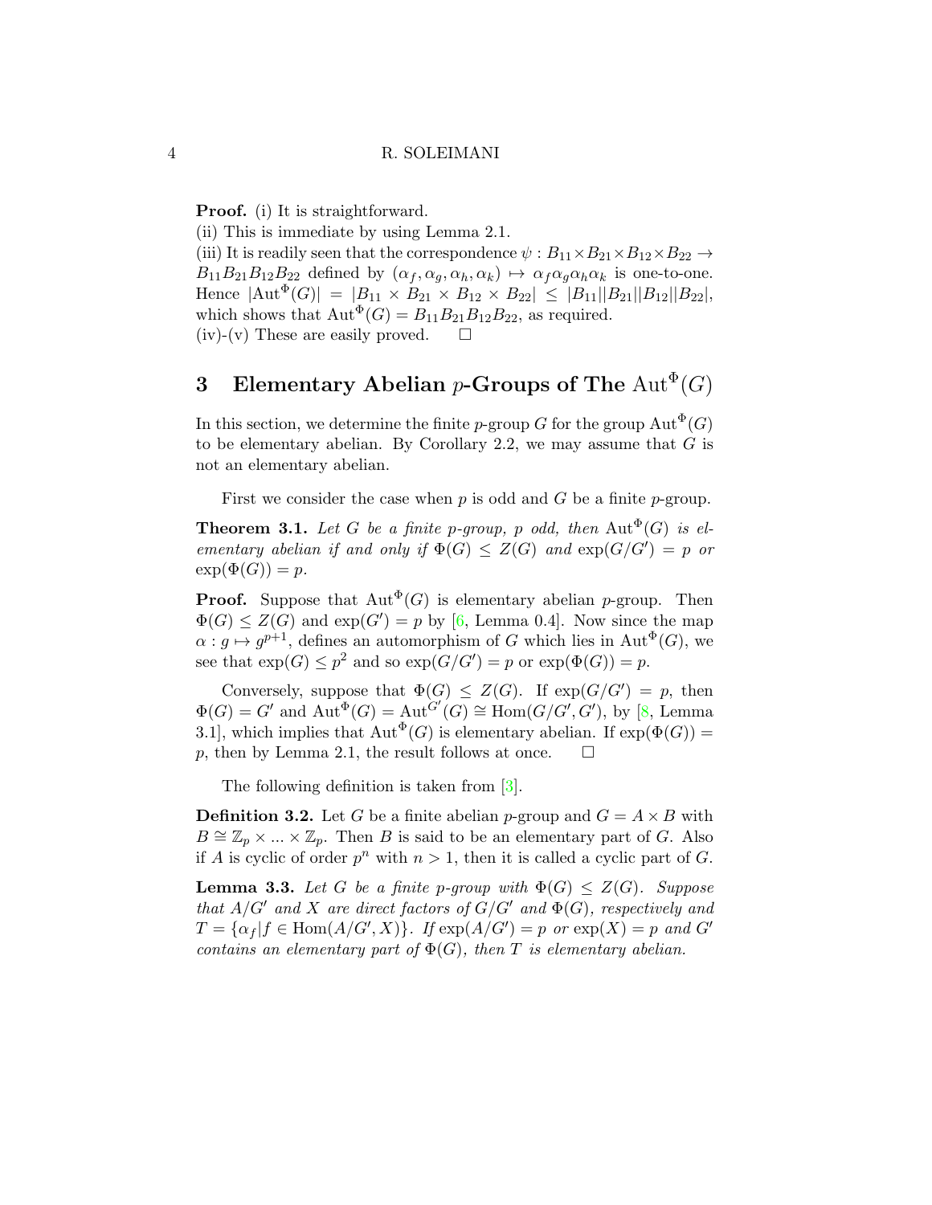**Proof.** (i) It is straightforward.
(ii) This is immediate by using Lemma 2.1.
(iii) It is readily seen that the correspondence $\psi : B_{11} \times B_{21} \times B_{12} \times B_{22} \to B_{11}B_{21}B_{12}B_{22}$ defined by $(\alpha_f, \alpha_g, \alpha_h, \alpha_k) \mapsto \alpha_f\alpha_g\alpha_h\alpha_k$ is one-to-one. Hence $|\mathrm{Aut}^{\Phi}(G)| = |B_{11} \times B_{21} \times B_{12} \times B_{22}| \leq |B_{11}||B_{21}||B_{12}||B_{22}|$, which shows that $\mathrm{Aut}^{\Phi}(G) = B_{11}B_{21}B_{12}B_{22}$, as required.
(iv)-(v) These are easily proved. □

## 3 Elementary Abelian $p$-Groups of The $\mathrm{Aut}^{\Phi}(G)$

In this section, we determine the finite $p$-group $G$ for the group $\mathrm{Aut}^{\Phi}(G)$ to be elementary abelian. By Corollary 2.2, we may assume that $G$ is not an elementary abelian.

First we consider the case when $p$ is odd and $G$ be a finite $p$-group.

**Theorem 3.1.** *Let $G$ be a finite $p$-group, $p$ odd, then $\mathrm{Aut}^{\Phi}(G)$ is elementary abelian if and only if $\Phi(G) \leq Z(G)$ and $\exp(G/G') = p$ or $\exp(\Phi(G)) = p$.*

**Proof.** Suppose that $\mathrm{Aut}^{\Phi}(G)$ is elementary abelian $p$-group. Then $\Phi(G) \leq Z(G)$ and $\exp(G') = p$ by [6, Lemma 0.4]. Now since the map $\alpha : g \mapsto g^{p+1}$, defines an automorphism of $G$ which lies in $\mathrm{Aut}^{\Phi}(G)$, we see that $\exp(G) \leq p^2$ and so $\exp(G/G') = p$ or $\exp(\Phi(G)) = p$.

Conversely, suppose that $\Phi(G) \leq Z(G)$. If $\exp(G/G') = p$, then $\Phi(G) = G'$ and $\mathrm{Aut}^{\Phi}(G) = \mathrm{Aut}^{G'}(G) \cong \mathrm{Hom}(G/G', G')$, by [8, Lemma 3.1], which implies that $\mathrm{Aut}^{\Phi}(G)$ is elementary abelian. If $\exp(\Phi(G)) = p$, then by Lemma 2.1, the result follows at once. □

The following definition is taken from [3].

**Definition 3.2.** Let $G$ be a finite abelian $p$-group and $G = A \times B$ with $B \cong \mathbb{Z}_p \times ... \times \mathbb{Z}_p$. Then $B$ is said to be an elementary part of $G$. Also if $A$ is cyclic of order $p^n$ with $n > 1$, then it is called a cyclic part of $G$.

**Lemma 3.3.** *Let $G$ be a finite $p$-group with $\Phi(G) \leq Z(G)$. Suppose that $A/G'$ and $X$ are direct factors of $G/G'$ and $\Phi(G)$, respectively and $T = \{\alpha_f | f \in \mathrm{Hom}(A/G', X)\}$. If $\exp(A/G') = p$ or $\exp(X) = p$ and $G'$ contains an elementary part of $\Phi(G)$, then $T$ is elementary abelian.*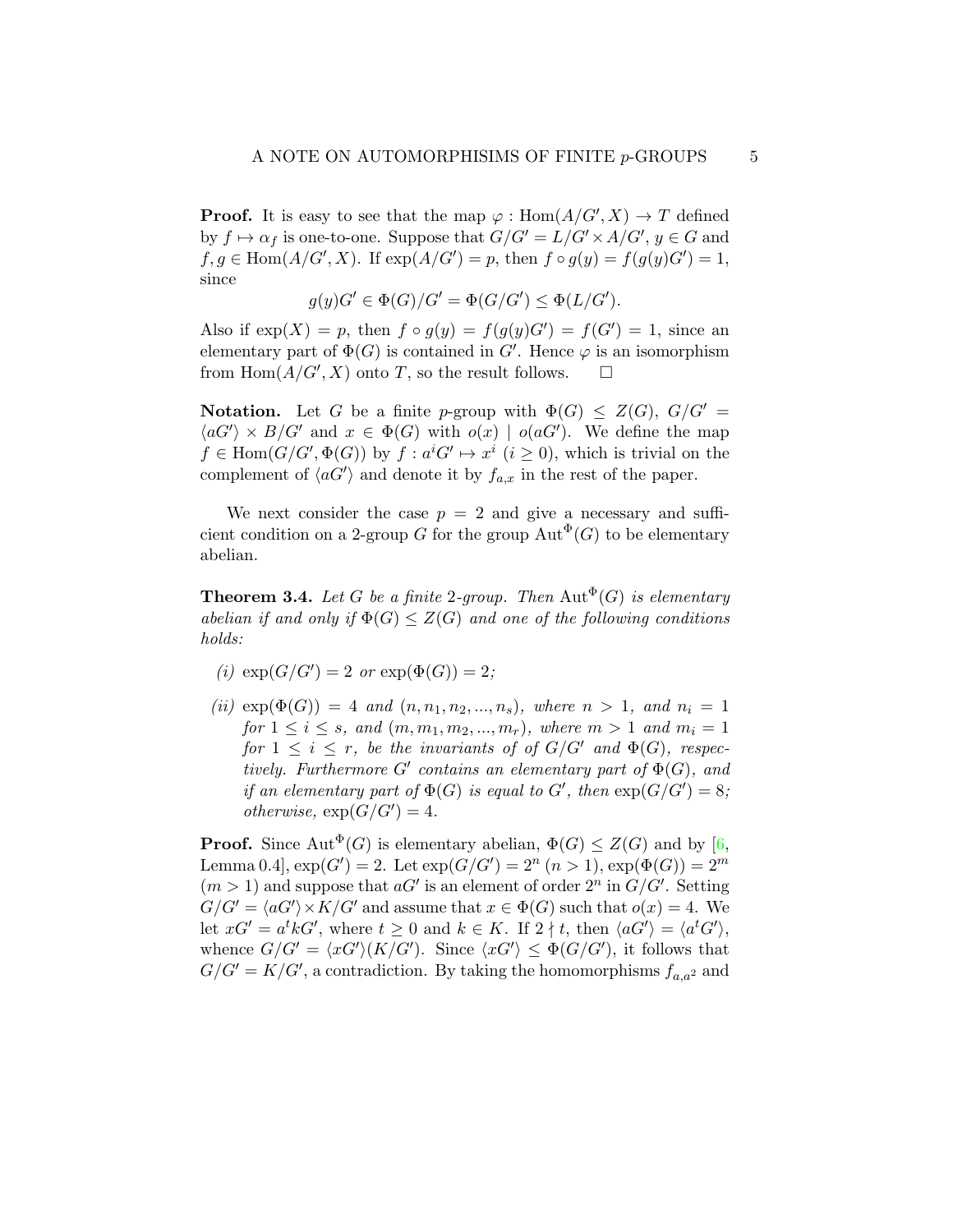**Proof.** It is easy to see that the map $\varphi : \mathrm{Hom}(A/G', X) \to T$ defined by $f \mapsto \alpha_f$ is one-to-one. Suppose that $G/G' = L/G' \times A/G'$, $y \in G$ and $f, g \in \mathrm{Hom}(A/G', X)$. If $\exp(A/G') = p$, then $f \circ g(y) = f(g(y)G') = 1$, since

$$g(y)G' \in \Phi(G)/G' = \Phi(G/G') \leq \Phi(L/G').$$

Also if $\exp(X) = p$, then $f \circ g(y) = f(g(y)G') = f(G') = 1$, since an elementary part of $\Phi(G)$ is contained in $G'$. Hence $\varphi$ is an isomorphism from $\mathrm{Hom}(A/G', X)$ onto $T$, so the result follows. $\square$

**Notation.** Let $G$ be a finite $p$-group with $\Phi(G) \leq Z(G)$, $G/G' = \langle aG' \rangle \times B/G'$ and $x \in \Phi(G)$ with $o(x) \mid o(aG')$. We define the map $f \in \mathrm{Hom}(G/G', \Phi(G))$ by $f : a^i G' \mapsto x^i$ $(i \geq 0)$, which is trivial on the complement of $\langle aG' \rangle$ and denote it by $f_{a,x}$ in the rest of the paper.

We next consider the case $p = 2$ and give a necessary and sufficient condition on a 2-group $G$ for the group $\mathrm{Aut}^{\Phi}(G)$ to be elementary abelian.

**Theorem 3.4.** *Let $G$ be a finite 2-group. Then $\mathrm{Aut}^{\Phi}(G)$ is elementary abelian if and only if $\Phi(G) \leq Z(G)$ and one of the following conditions holds:*

*(i) $\exp(G/G') = 2$ or $\exp(\Phi(G)) = 2$;*

*(ii) $\exp(\Phi(G)) = 4$ and $(n, n_1, n_2, ..., n_s)$, where $n > 1$, and $n_i = 1$ for $1 \leq i \leq s$, and $(m, m_1, m_2, ..., m_r)$, where $m > 1$ and $m_i = 1$ for $1 \leq i \leq r$, be the invariants of of $G/G'$ and $\Phi(G)$, respectively. Furthermore $G'$ contains an elementary part of $\Phi(G)$, and if an elementary part of $\Phi(G)$ is equal to $G'$, then $\exp(G/G') = 8$; otherwise, $\exp(G/G') = 4$.*

**Proof.** Since $\mathrm{Aut}^{\Phi}(G)$ is elementary abelian, $\Phi(G) \leq Z(G)$ and by [6, Lemma 0.4], $\exp(G') = 2$. Let $\exp(G/G') = 2^n$ $(n > 1)$, $\exp(\Phi(G)) = 2^m$ $(m > 1)$ and suppose that $aG'$ is an element of order $2^n$ in $G/G'$. Setting $G/G' = \langle aG' \rangle \times K/G'$ and assume that $x \in \Phi(G)$ such that $o(x) = 4$. We let $xG' = a^t k G'$, where $t \geq 0$ and $k \in K$. If $2 \nmid t$, then $\langle aG' \rangle = \langle a^t G' \rangle$, whence $G/G' = \langle xG' \rangle (K/G')$. Since $\langle xG' \rangle \leq \Phi(G/G')$, it follows that $G/G' = K/G'$, a contradiction. By taking the homomorphisms $f_{a,a^2}$ and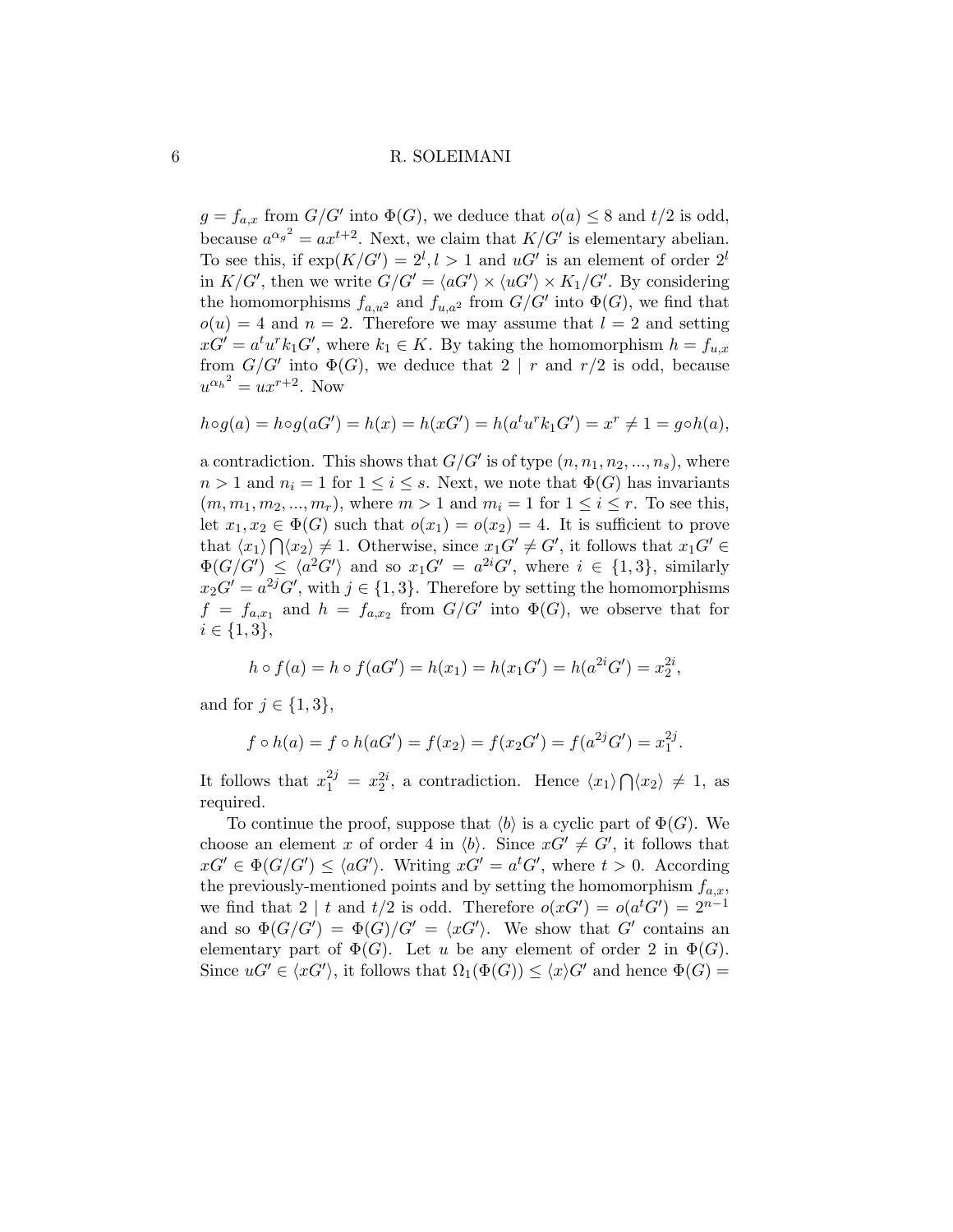$g = f_{a,x}$ from $G/G'$ into $\Phi(G)$, we deduce that $o(a) \leq 8$ and $t/2$ is odd, because $a^{\alpha_g{}^2} = ax^{t+2}$. Next, we claim that $K/G'$ is elementary abelian. To see this, if $\exp(K/G') = 2^l, l > 1$ and $uG'$ is an element of order $2^l$ in $K/G'$, then we write $G/G' = \langle aG' \rangle \times \langle uG' \rangle \times K_1/G'$. By considering the homomorphisms $f_{a,u^2}$ and $f_{u,a^2}$ from $G/G'$ into $\Phi(G)$, we find that $o(u) = 4$ and $n = 2$. Therefore we may assume that $l = 2$ and setting $xG' = a^t u^r k_1 G'$, where $k_1 \in K$. By taking the homomorphism $h = f_{u,x}$ from $G/G'$ into $\Phi(G)$, we deduce that $2 \mid r$ and $r/2$ is odd, because $u^{\alpha_h{}^2} = ux^{r+2}$. Now

$$h \circ g(a) = h \circ g(aG') = h(x) = h(xG') = h(a^t u^r k_1 G') = x^r \neq 1 = g \circ h(a),$$

a contradiction. This shows that $G/G'$ is of type $(n, n_1, n_2, ..., n_s)$, where $n > 1$ and $n_i = 1$ for $1 \leq i \leq s$. Next, we note that $\Phi(G)$ has invariants $(m, m_1, m_2, ..., m_r)$, where $m > 1$ and $m_i = 1$ for $1 \leq i \leq r$. To see this, let $x_1, x_2 \in \Phi(G)$ such that $o(x_1) = o(x_2) = 4$. It is sufficient to prove that $\langle x_1 \rangle \bigcap \langle x_2 \rangle \neq 1$. Otherwise, since $x_1 G' \neq G'$, it follows that $x_1 G' \in \Phi(G/G') \leq \langle a^2 G' \rangle$ and so $x_1 G' = a^{2i} G'$, where $i \in \{1, 3\}$, similarly $x_2 G' = a^{2j} G'$, with $j \in \{1, 3\}$. Therefore by setting the homomorphisms $f = f_{a,x_1}$ and $h = f_{a,x_2}$ from $G/G'$ into $\Phi(G)$, we observe that for $i \in \{1, 3\}$,

$$h \circ f(a) = h \circ f(aG') = h(x_1) = h(x_1 G') = h(a^{2i} G') = x_2^{2i},$$

and for $j \in \{1, 3\}$,

$$f \circ h(a) = f \circ h(aG') = f(x_2) = f(x_2 G') = f(a^{2j} G') = x_1^{2j}.$$

It follows that $x_1^{2j} = x_2^{2i}$, a contradiction. Hence $\langle x_1 \rangle \bigcap \langle x_2 \rangle \neq 1$, as required.

To continue the proof, suppose that $\langle b \rangle$ is a cyclic part of $\Phi(G)$. We choose an element $x$ of order 4 in $\langle b \rangle$. Since $xG' \neq G'$, it follows that $xG' \in \Phi(G/G') \leq \langle aG' \rangle$. Writing $xG' = a^t G'$, where $t > 0$. According the previously-mentioned points and by setting the homomorphism $f_{a,x}$, we find that $2 \mid t$ and $t/2$ is odd. Therefore $o(xG') = o(a^t G') = 2^{n-1}$ and so $\Phi(G/G') = \Phi(G)/G' = \langle xG' \rangle$. We show that $G'$ contains an elementary part of $\Phi(G)$. Let $u$ be any element of order 2 in $\Phi(G)$. Since $uG' \in \langle xG' \rangle$, it follows that $\Omega_1(\Phi(G)) \leq \langle x \rangle G'$ and hence $\Phi(G) =$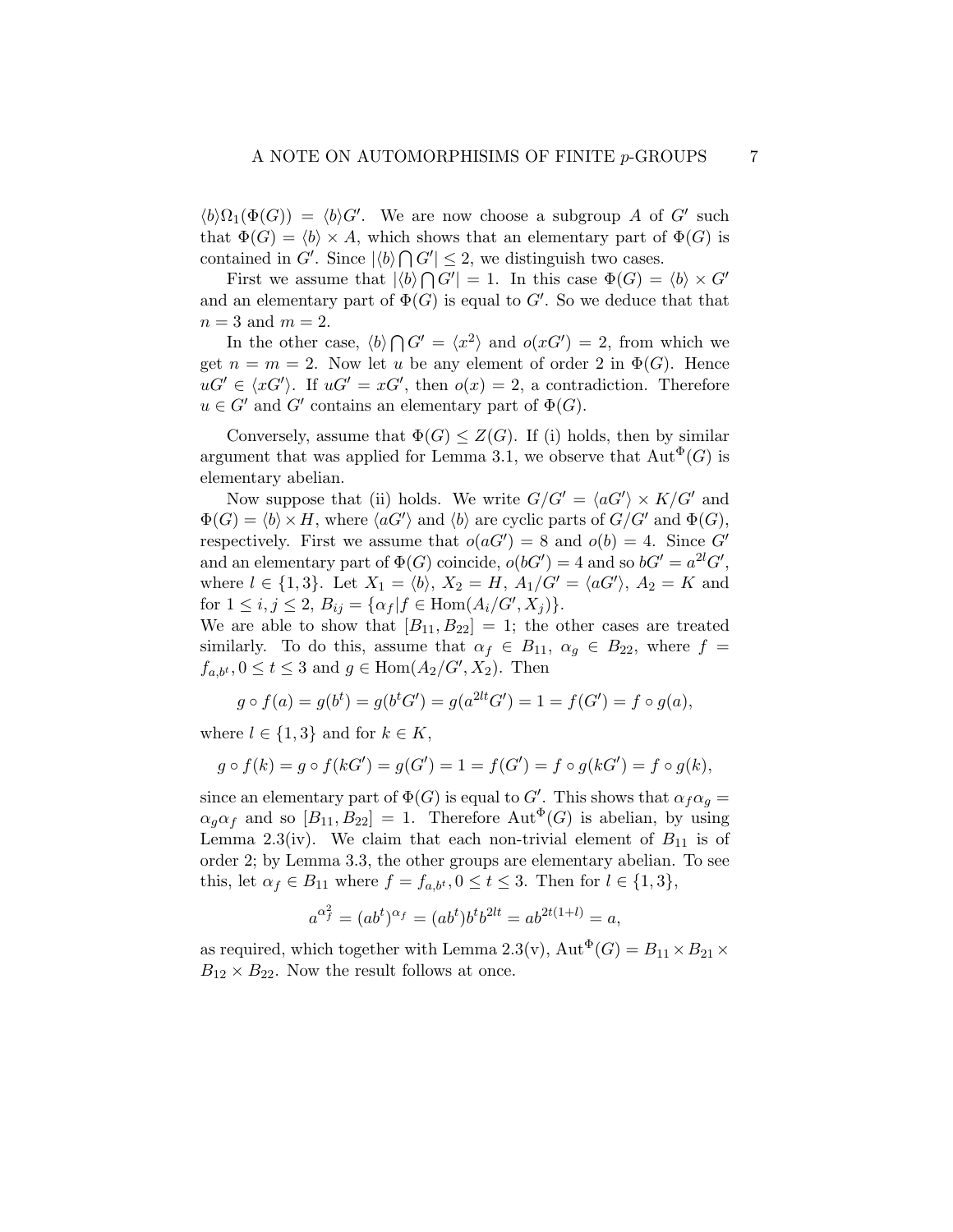$\langle b\rangle\Omega_1(\Phi(G)) = \langle b\rangle G'$. We are now choose a subgroup $A$ of $G'$ such that $\Phi(G) = \langle b\rangle \times A$, which shows that an elementary part of $\Phi(G)$ is contained in $G'$. Since $|\langle b\rangle \bigcap G'| \leq 2$, we distinguish two cases.

First we assume that $|\langle b\rangle \bigcap G'| = 1$. In this case $\Phi(G) = \langle b\rangle \times G'$ and an elementary part of $\Phi(G)$ is equal to $G'$. So we deduce that that $n = 3$ and $m = 2$.

In the other case, $\langle b\rangle \bigcap G' = \langle x^2\rangle$ and $o(xG') = 2$, from which we get $n = m = 2$. Now let $u$ be any element of order 2 in $\Phi(G)$. Hence $uG' \in \langle xG'\rangle$. If $uG' = xG'$, then $o(x) = 2$, a contradiction. Therefore $u \in G'$ and $G'$ contains an elementary part of $\Phi(G)$.

Conversely, assume that $\Phi(G) \leq Z(G)$. If (i) holds, then by similar argument that was applied for Lemma 3.1, we observe that $\mathrm{Aut}^{\Phi}(G)$ is elementary abelian.

Now suppose that (ii) holds. We write $G/G' = \langle aG'\rangle \times K/G'$ and $\Phi(G) = \langle b\rangle \times H$, where $\langle aG'\rangle$ and $\langle b\rangle$ are cyclic parts of $G/G'$ and $\Phi(G)$, respectively. First we assume that $o(aG') = 8$ and $o(b) = 4$. Since $G'$ and an elementary part of $\Phi(G)$ coincide, $o(bG') = 4$ and so $bG' = a^{2l}G'$, where $l \in \{1, 3\}$. Let $X_1 = \langle b\rangle$, $X_2 = H$, $A_1/G' = \langle aG'\rangle$, $A_2 = K$ and for $1 \leq i, j \leq 2$, $B_{ij} = \{\alpha_f | f \in \mathrm{Hom}(A_i/G', X_j)\}$.
We are able to show that $[B_{11}, B_{22}] = 1$; the other cases are treated similarly. To do this, assume that $\alpha_f \in B_{11}$, $\alpha_g \in B_{22}$, where $f = f_{a,b^t}, 0 \leq t \leq 3$ and $g \in \mathrm{Hom}(A_2/G', X_2)$. Then

$$g \circ f(a) = g(b^t) = g(b^tG') = g(a^{2lt}G') = 1 = f(G') = f \circ g(a),$$

where $l \in \{1, 3\}$ and for $k \in K$,

$$g \circ f(k) = g \circ f(kG') = g(G') = 1 = f(G') = f \circ g(kG') = f \circ g(k),$$

since an elementary part of $\Phi(G)$ is equal to $G'$. This shows that $\alpha_f\alpha_g = \alpha_g\alpha_f$ and so $[B_{11}, B_{22}] = 1$. Therefore $\mathrm{Aut}^{\Phi}(G)$ is abelian, by using Lemma 2.3(iv). We claim that each non-trivial element of $B_{11}$ is of order 2; by Lemma 3.3, the other groups are elementary abelian. To see this, let $\alpha_f \in B_{11}$ where $f = f_{a,b^t}, 0 \leq t \leq 3$. Then for $l \in \{1, 3\}$,

$$a^{\alpha_f^2} = (ab^t)^{\alpha_f} = (ab^t)b^tb^{2lt} = ab^{2t(1+l)} = a,$$

as required, which together with Lemma 2.3(v), $\mathrm{Aut}^{\Phi}(G) = B_{11} \times B_{21} \times B_{12} \times B_{22}$. Now the result follows at once.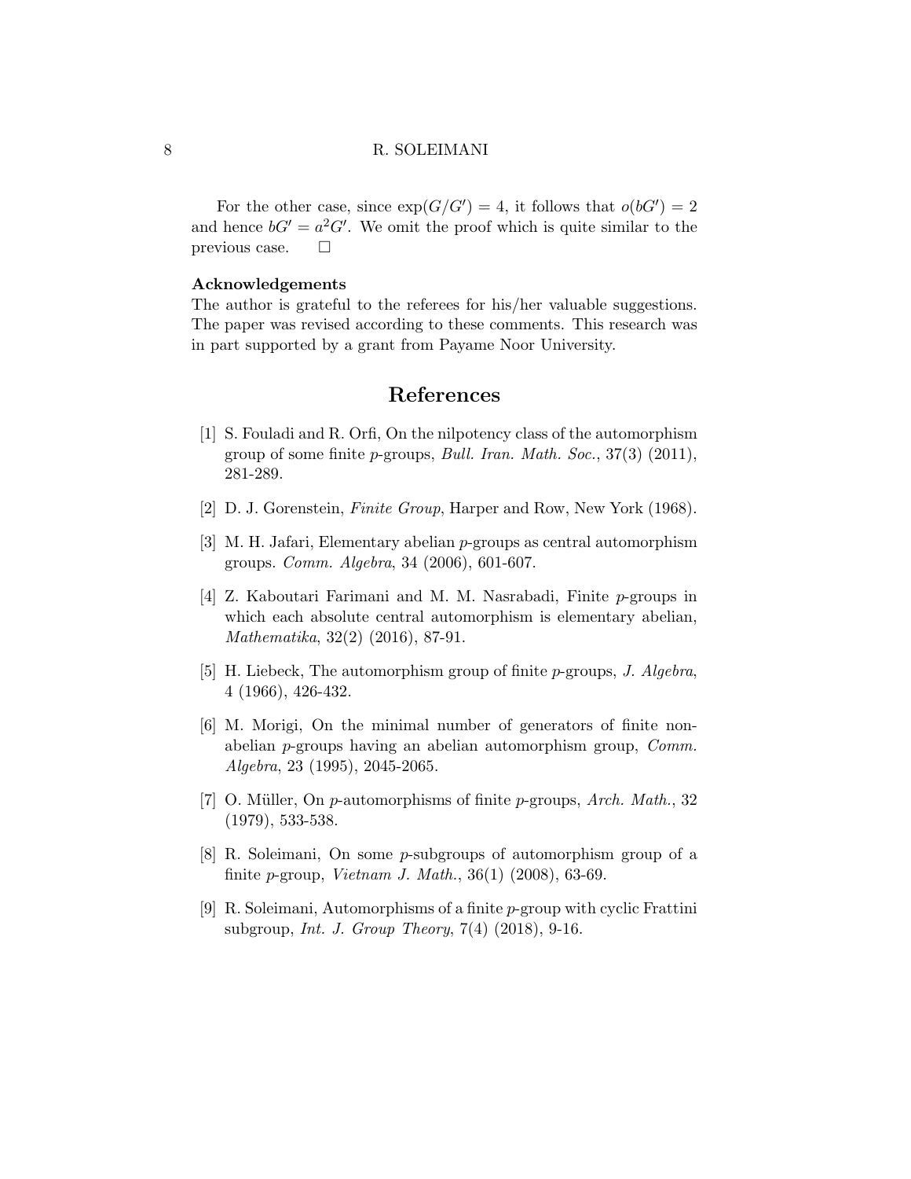For the other case, since $\exp(G/G') = 4$, it follows that $o(bG') = 2$ and hence $bG' = a^2G'$. We omit the proof which is quite similar to the previous case. $\square$

**Acknowledgements**

The author is grateful to the referees for his/her valuable suggestions. The paper was revised according to these comments. This research was in part supported by a grant from Payame Noor University.

# References

[1] S. Fouladi and R. Orfi, On the nilpotency class of the automorphism group of some finite $p$-groups, *Bull. Iran. Math. Soc.*, 37(3) (2011), 281-289.

[2] D. J. Gorenstein, *Finite Group*, Harper and Row, New York (1968).

[3] M. H. Jafari, Elementary abelian $p$-groups as central automorphism groups. *Comm. Algebra*, 34 (2006), 601-607.

[4] Z. Kaboutari Farimani and M. M. Nasrabadi, Finite $p$-groups in which each absolute central automorphism is elementary abelian, *Mathematika*, 32(2) (2016), 87-91.

[5] H. Liebeck, The automorphism group of finite $p$-groups, *J. Algebra*, 4 (1966), 426-432.

[6] M. Morigi, On the minimal number of generators of finite non-abelian $p$-groups having an abelian automorphism group, *Comm. Algebra*, 23 (1995), 2045-2065.

[7] O. Müller, On $p$-automorphisms of finite $p$-groups, *Arch. Math.*, 32 (1979), 533-538.

[8] R. Soleimani, On some $p$-subgroups of automorphism group of a finite $p$-group, *Vietnam J. Math.*, 36(1) (2008), 63-69.

[9] R. Soleimani, Automorphisms of a finite $p$-group with cyclic Frattini subgroup, *Int. J. Group Theory*, 7(4) (2018), 9-16.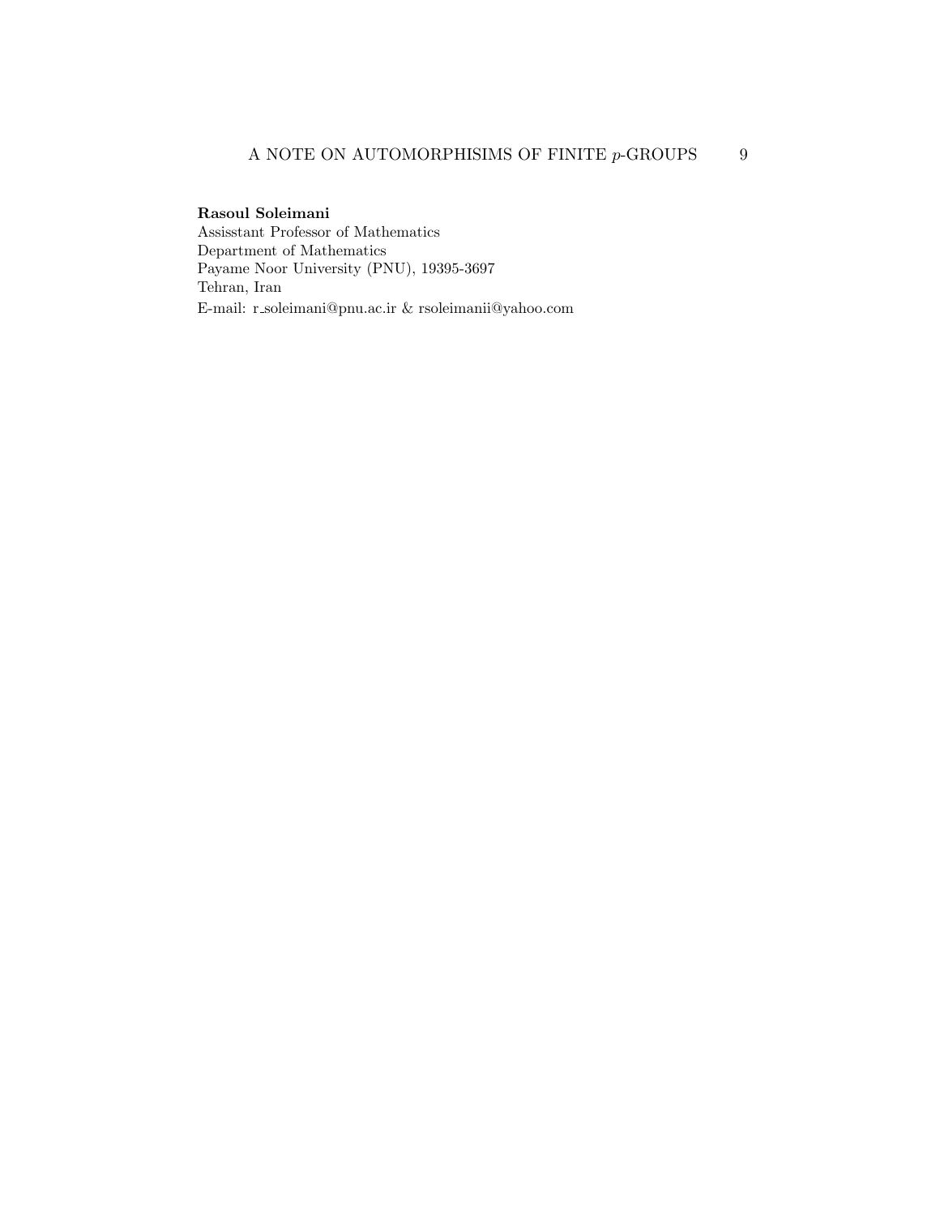**Rasoul Soleimani**
Assisstant Professor of Mathematics
Department of Mathematics
Payame Noor University (PNU), 19395-3697
Tehran, Iran
E-mail: r_soleimani@pnu.ac.ir & rsoleimanii@yahoo.com